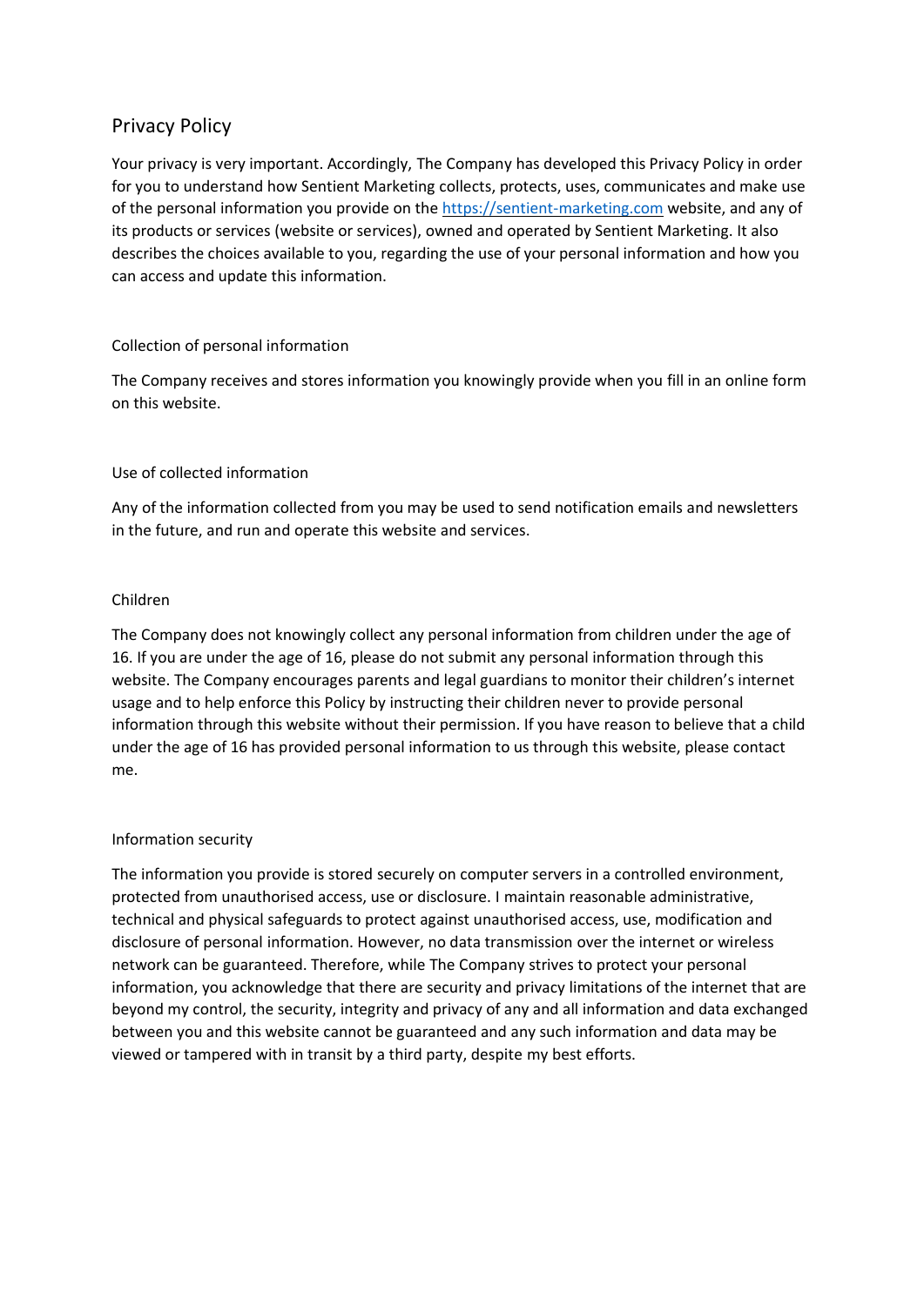# Privacy Policy

Your privacy is very important. Accordingly, The Company has developed this Privacy Policy in order for you to understand how Sentient Marketing collects, protects, uses, communicates and make use of the personal information you provide on the [https://sentient-marketing.com](https://sentient-marketing.com) website, and any of its products or services (website or services), owned and operated by Sentient Marketing. It also describes the choices available to you, regarding the use of your personal information and how you can access and update this information.

## Collection of personal information

The Company receives and stores information you knowingly provide when you fill in an online form on this website.

## Use of collected information

Any of the information collected from you may be used to send notification emails and newsletters in the future, and run and operate this website and services.

## Children

The Company does not knowingly collect any personal information from children under the age of 16. If you are under the age of 16, please do not submit any personal information through this website. The Company encourages parents and legal guardians to monitor their children's internet usage and to help enforce this Policy by instructing their children never to provide personal information through this website without their permission. If you have reason to believe that a child under the age of 16 has provided personal information to us through this website, please contact me.

## Information security

The information you provide is stored securely on computer servers in a controlled environment, protected from unauthorised access, use or disclosure. I maintain reasonable administrative, technical and physical safeguards to protect against unauthorised access, use, modification and disclosure of personal information. However, no data transmission over the internet or wireless network can be guaranteed. Therefore, while The Company strives to protect your personal information, you acknowledge that there are security and privacy limitations of the internet that are beyond my control, the security, integrity and privacy of any and all information and data exchanged between you and this website cannot be guaranteed and any such information and data may be viewed or tampered with in transit by a third party, despite my best efforts.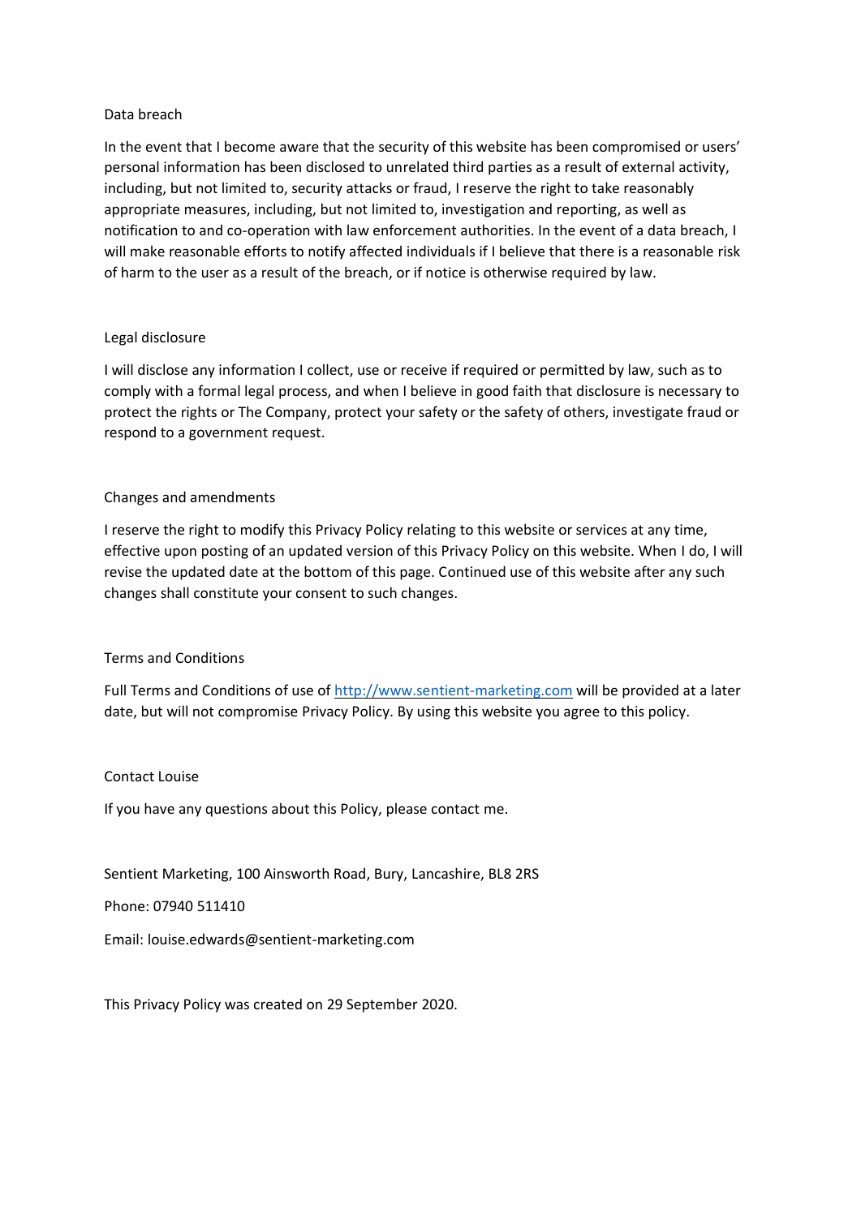## Data breach

In the event that I become aware that the security of this website has been compromised or users' personal information has been disclosed to unrelated third parties as a result of external activity, including, but not limited to, security attacks or fraud, I reserve the right to take reasonably appropriate measures, including, but not limited to, investigation and reporting, as well as notification to and co-operation with law enforcement authorities. In the event of a data breach, I will make reasonable efforts to notify affected individuals if I believe that there is a reasonable risk of harm to the user as a result of the breach, or if notice is otherwise required by law.

## Legal disclosure

I will disclose any information I collect, use or receive if required or permitted by law, such as to comply with a formal legal process, and when I believe in good faith that disclosure is necessary to protect the rights or The Company, protect your safety or the safety of others, investigate fraud or respond to a government request.

## Changes and amendments

I reserve the right to modify this Privacy Policy relating to this website or services at any time, effective upon posting of an updated version of this Privacy Policy on this website. When I do, I will revise the updated date at the bottom of this page. Continued use of this website after any such changes shall constitute your consent to such changes.

## Terms and Conditions

Full Terms and Conditions of use of [http://www.sentient-marketing.com](http://www.sentient-marketing.com) will be provided at a later date, but will not compromise Privacy Policy. By using this website you agree to this policy.

## Contact Louise

If you have any questions about this Policy, please contact me.

Sentient Marketing, 100 Ainsworth Road, Bury, Lancashire, BL8 2RS

Phone: 07940 511410

Email: louise.edwards@sentient-marketing.com

This Privacy Policy was created on 29 September 2020.